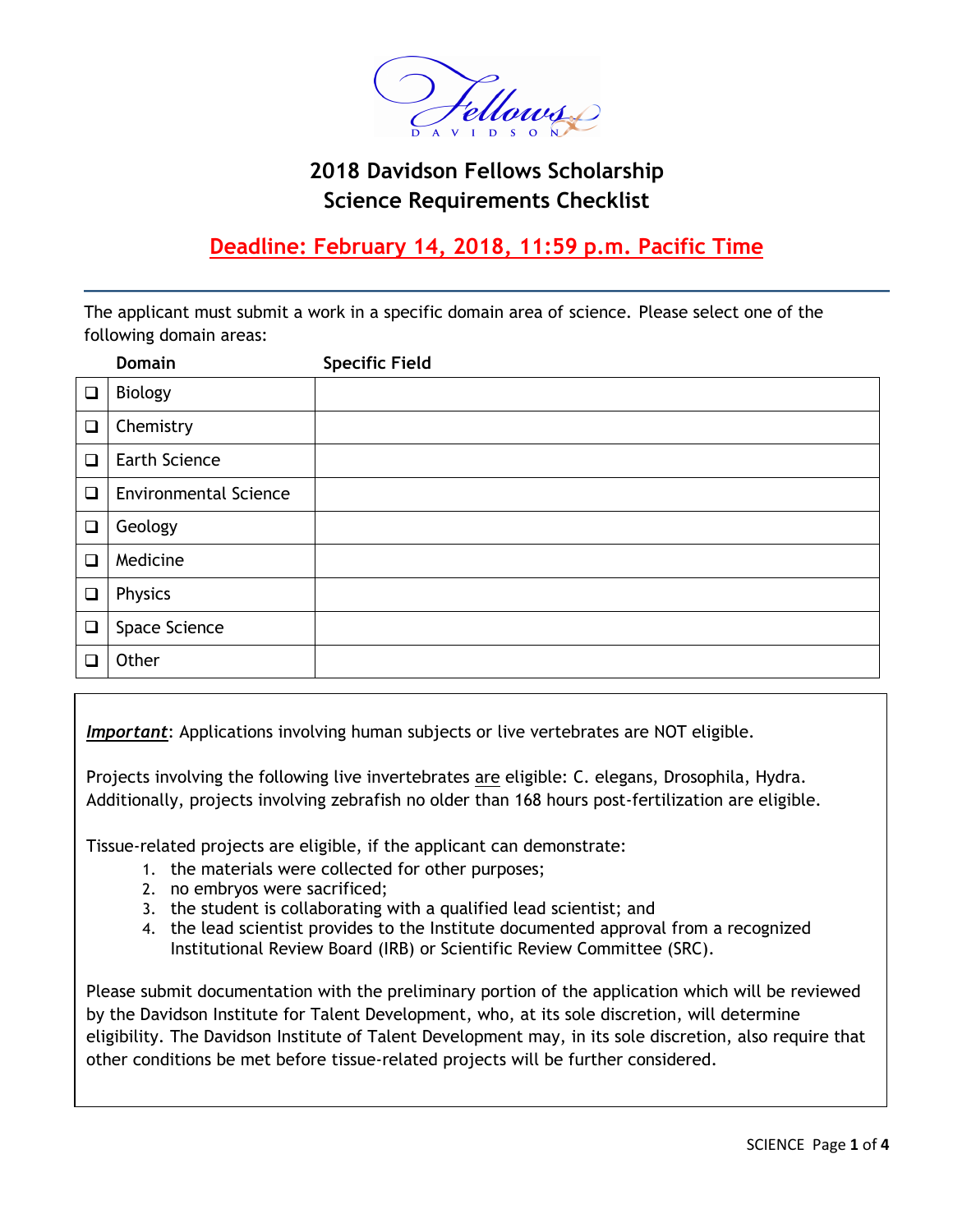# 2018 Davidson Fellows Scholarship
## Science Requirements Checklist

**Deadline: February 14, 2018, 11:59 p.m. Pacific Time**

---

The applicant must submit a work in a specific domain area of science. Please select one of the following domain areas:

| | Domain | Specific Field |
|---|---|---|
| ❑ | Biology | |
| ❑ | Chemistry | |
| ❑ | Earth Science | |
| ❑ | Environmental Science | |
| ❑ | Geology | |
| ❑ | Medicine | |
| ❑ | Physics | |
| ❑ | Space Science | |
| ❑ | Other | |

***Important***: Applications involving human subjects or live vertebrates are NOT eligible.

Projects involving the following live invertebrates are eligible: C. elegans, Drosophila, Hydra. Additionally, projects involving zebrafish no older than 168 hours post-fertilization are eligible.

Tissue-related projects are eligible, if the applicant can demonstrate:

1. the materials were collected for other purposes;
2. no embryos were sacrificed;
3. the student is collaborating with a qualified lead scientist; and
4. the lead scientist provides to the Institute documented approval from a recognized Institutional Review Board (IRB) or Scientific Review Committee (SRC).

Please submit documentation with the preliminary portion of the application which will be reviewed by the Davidson Institute for Talent Development, who, at its sole discretion, will determine eligibility. The Davidson Institute of Talent Development may, in its sole discretion, also require that other conditions be met before tissue-related projects will be further considered.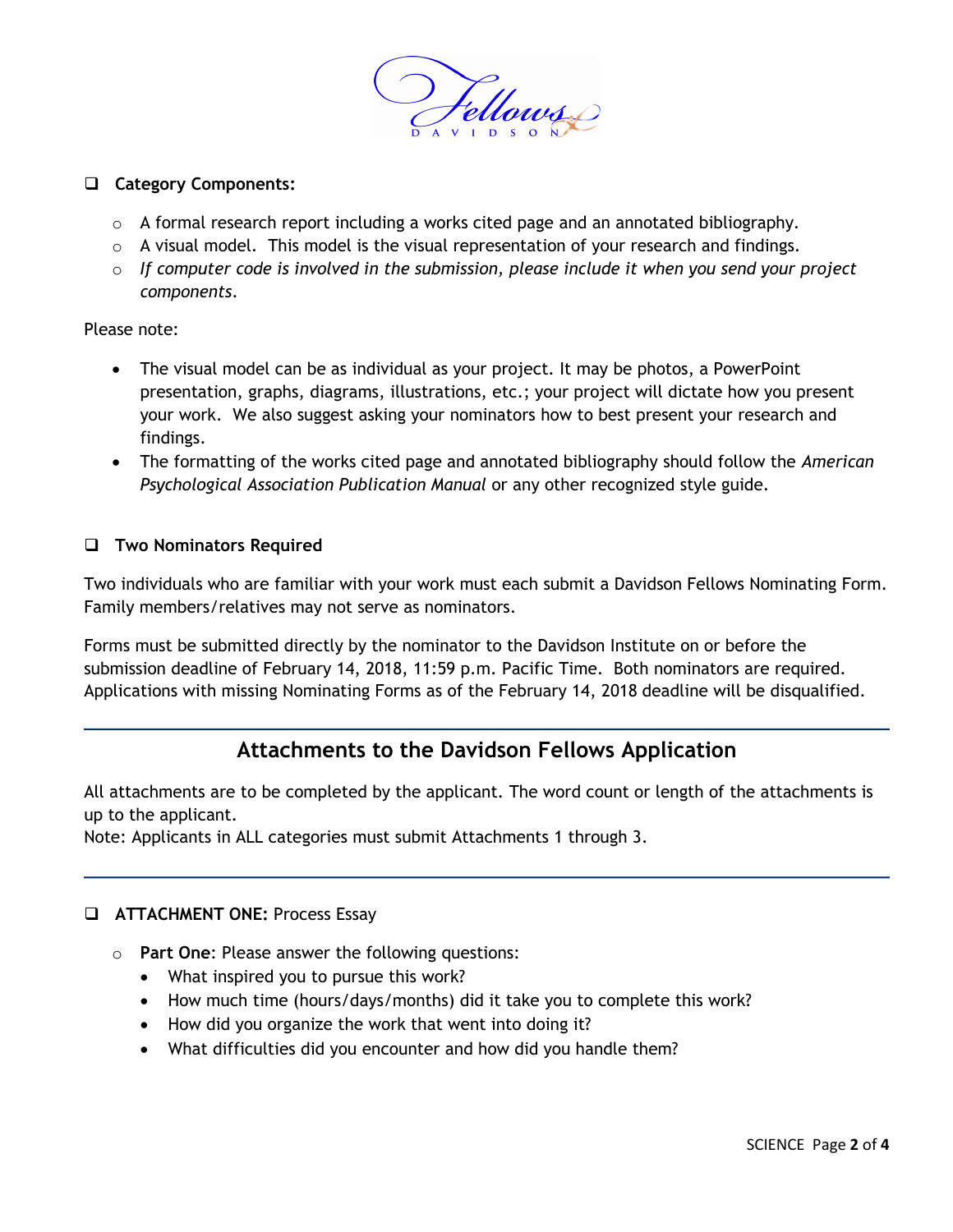- **Category Components:**
  - A formal research report including a works cited page and an annotated bibliography.
  - A visual model. This model is the visual representation of your research and findings.
  - *If computer code is involved in the submission, please include it when you send your project components.*

Please note:

- The visual model can be as individual as your project. It may be photos, a PowerPoint presentation, graphs, diagrams, illustrations, etc.; your project will dictate how you present your work. We also suggest asking your nominators how to best present your research and findings.
- The formatting of the works cited page and annotated bibliography should follow the *American Psychological Association Publication Manual* or any other recognized style guide.

- **Two Nominators Required**

Two individuals who are familiar with your work must each submit a Davidson Fellows Nominating Form. Family members/relatives may not serve as nominators.

Forms must be submitted directly by the nominator to the Davidson Institute on or before the submission deadline of February 14, 2018, 11:59 p.m. Pacific Time. Both nominators are required. Applications with missing Nominating Forms as of the February 14, 2018 deadline will be disqualified.

## Attachments to the Davidson Fellows Application

All attachments are to be completed by the applicant. The word count or length of the attachments is up to the applicant.
Note: Applicants in ALL categories must submit Attachments 1 through 3.

- **ATTACHMENT ONE:** Process Essay
  - **Part One**: Please answer the following questions:
    - What inspired you to pursue this work?
    - How much time (hours/days/months) did it take you to complete this work?
    - How did you organize the work that went into doing it?
    - What difficulties did you encounter and how did you handle them?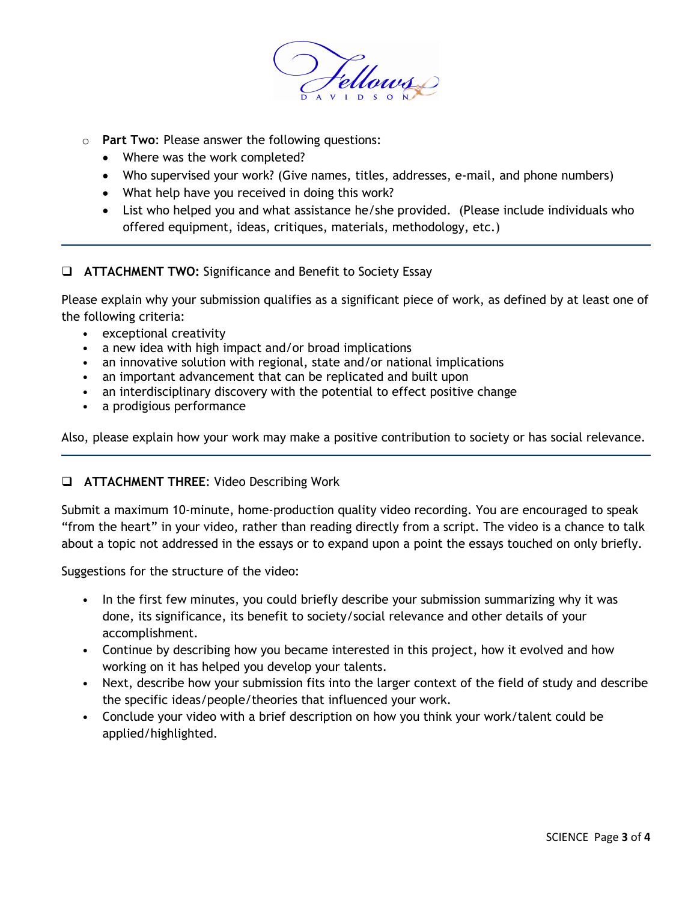- **Part Two**: Please answer the following questions:
  - Where was the work completed?
  - Who supervised your work? (Give names, titles, addresses, e-mail, and phone numbers)
  - What help have you received in doing this work?
  - List who helped you and what assistance he/she provided. (Please include individuals who offered equipment, ideas, critiques, materials, methodology, etc.)

---

- [ ] **ATTACHMENT TWO:** Significance and Benefit to Society Essay

Please explain why your submission qualifies as a significant piece of work, as defined by at least one of the following criteria:

- exceptional creativity
- a new idea with high impact and/or broad implications
- an innovative solution with regional, state and/or national implications
- an important advancement that can be replicated and built upon
- an interdisciplinary discovery with the potential to effect positive change
- a prodigious performance

Also, please explain how your work may make a positive contribution to society or has social relevance.

---

- [ ] **ATTACHMENT THREE**: Video Describing Work

Submit a maximum 10-minute, home-production quality video recording. You are encouraged to speak "from the heart" in your video, rather than reading directly from a script. The video is a chance to talk about a topic not addressed in the essays or to expand upon a point the essays touched on only briefly.

Suggestions for the structure of the video:

- In the first few minutes, you could briefly describe your submission summarizing why it was done, its significance, its benefit to society/social relevance and other details of your accomplishment.
- Continue by describing how you became interested in this project, how it evolved and how working on it has helped you develop your talents.
- Next, describe how your submission fits into the larger context of the field of study and describe the specific ideas/people/theories that influenced your work.
- Conclude your video with a brief description on how you think your work/talent could be applied/highlighted.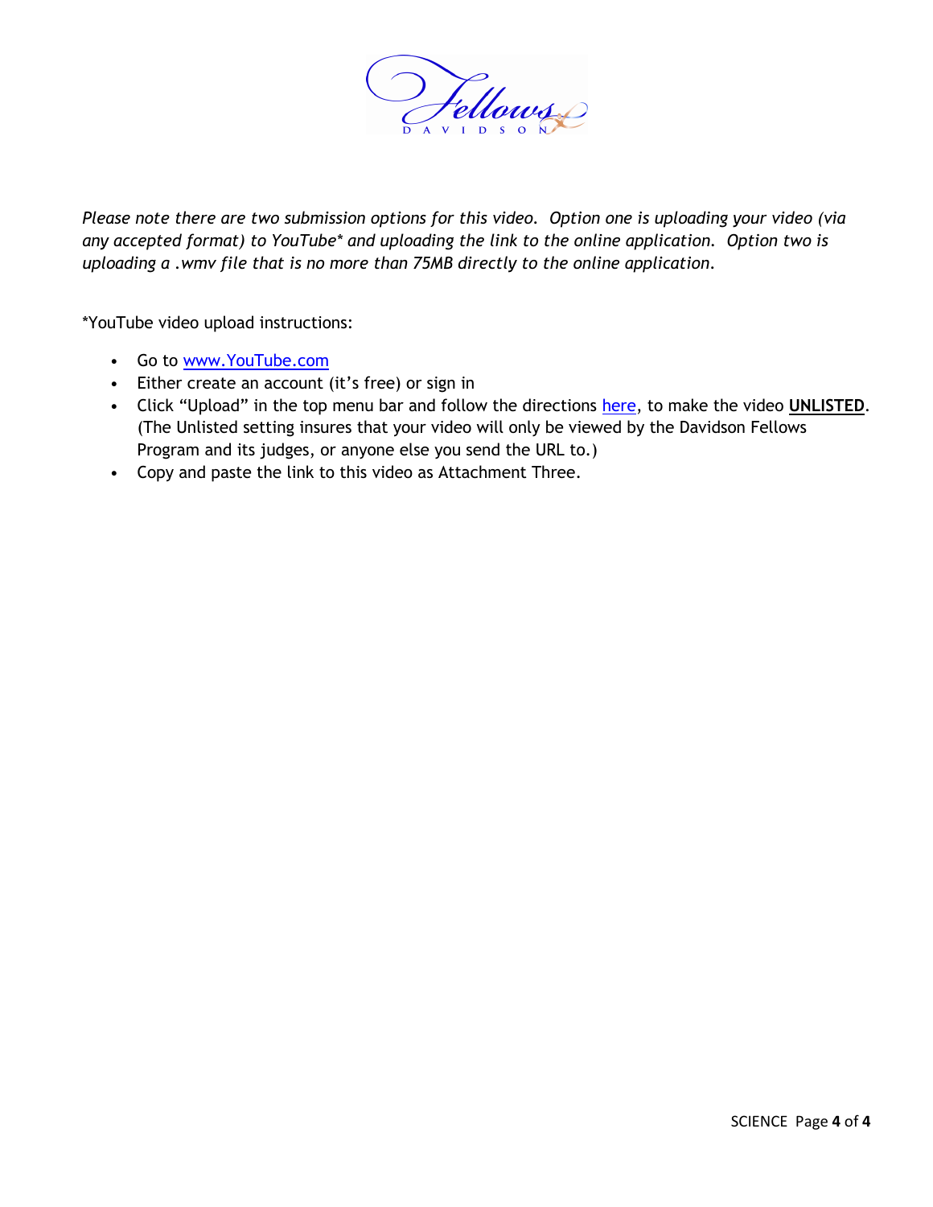*Please note there are two submission options for this video. Option one is uploading your video (via any accepted format) to YouTube* and uploading the link to the online application. Option two is uploading a .wmv file that is no more than 75MB directly to the online application.*

*YouTube video upload instructions:

- Go to [www.YouTube.com](http://www.YouTube.com)
- Either create an account (it's free) or sign in
- Click "Upload" in the top menu bar and follow the directions here, to make the video **UNLISTED**. (The Unlisted setting insures that your video will only be viewed by the Davidson Fellows Program and its judges, or anyone else you send the URL to.)
- Copy and paste the link to this video as Attachment Three.